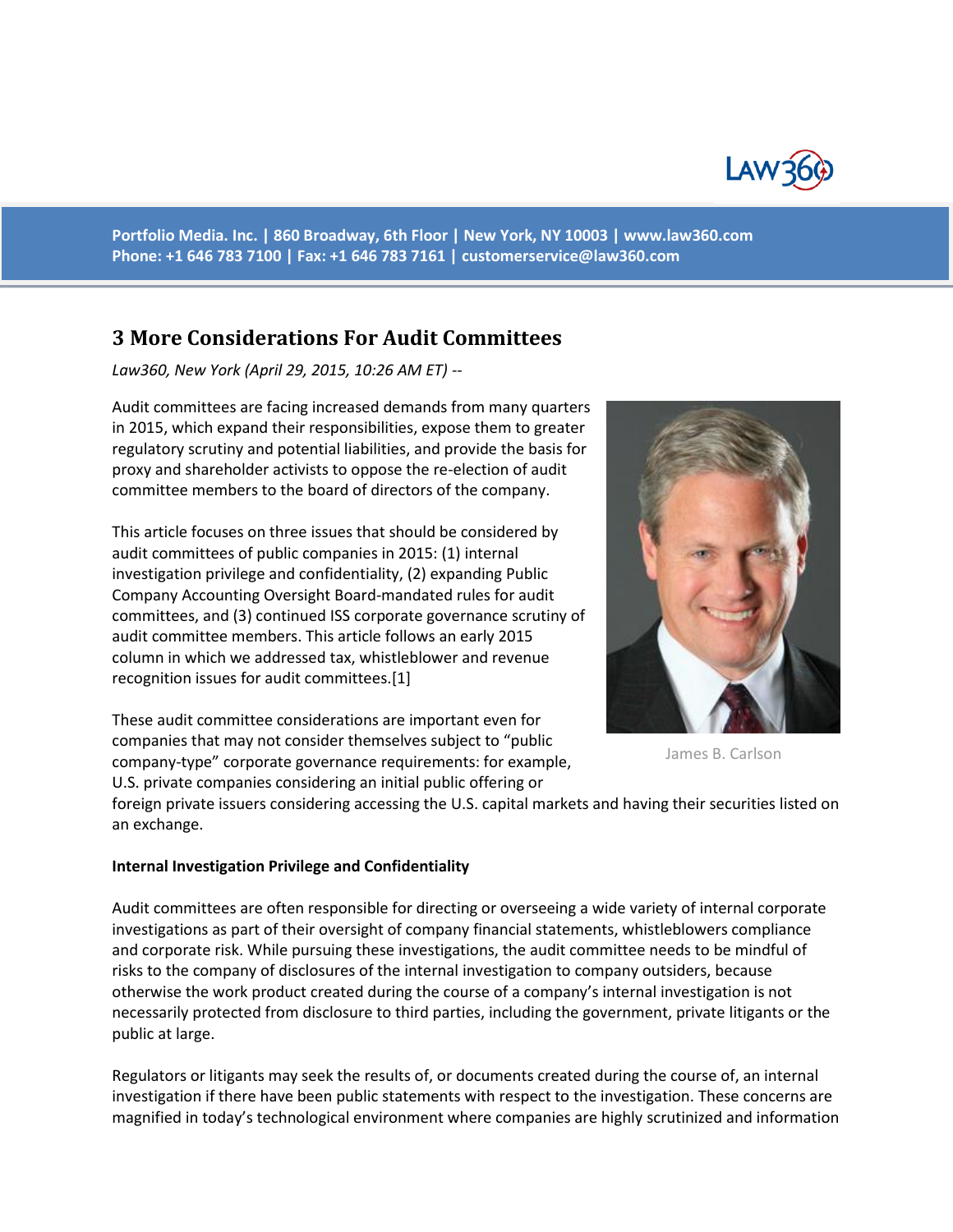Portfolio Media. Inc. | 860 Broadway, 6th Floor | New York, NY 10003 | www.law360.com
Phone: +1 646 783 7100 | Fax: +1 646 783 7161 | customerservice@law360.com

# 3 More Considerations For Audit Committees

*Law360, New York (April 29, 2015, 10:26 AM ET) --*

Audit committees are facing increased demands from many quarters in 2015, which expand their responsibilities, expose them to greater regulatory scrutiny and potential liabilities, and provide the basis for proxy and shareholder activists to oppose the re-election of audit committee members to the board of directors of the company.

This article focuses on three issues that should be considered by audit committees of public companies in 2015: (1) internal investigation privilege and confidentiality, (2) expanding Public Company Accounting Oversight Board-mandated rules for audit committees, and (3) continued ISS corporate governance scrutiny of audit committee members. This article follows an early 2015 column in which we addressed tax, whistleblower and revenue recognition issues for audit committees.[1]

James B. Carlson

These audit committee considerations are important even for companies that may not consider themselves subject to "public company-type" corporate governance requirements: for example, U.S. private companies considering an initial public offering or foreign private issuers considering accessing the U.S. capital markets and having their securities listed on an exchange.

**Internal Investigation Privilege and Confidentiality**

Audit committees are often responsible for directing or overseeing a wide variety of internal corporate investigations as part of their oversight of company financial statements, whistleblowers compliance and corporate risk. While pursuing these investigations, the audit committee needs to be mindful of risks to the company of disclosures of the internal investigation to company outsiders, because otherwise the work product created during the course of a company's internal investigation is not necessarily protected from disclosure to third parties, including the government, private litigants or the public at large.

Regulators or litigants may seek the results of, or documents created during the course of, an internal investigation if there have been public statements with respect to the investigation. These concerns are magnified in today's technological environment where companies are highly scrutinized and information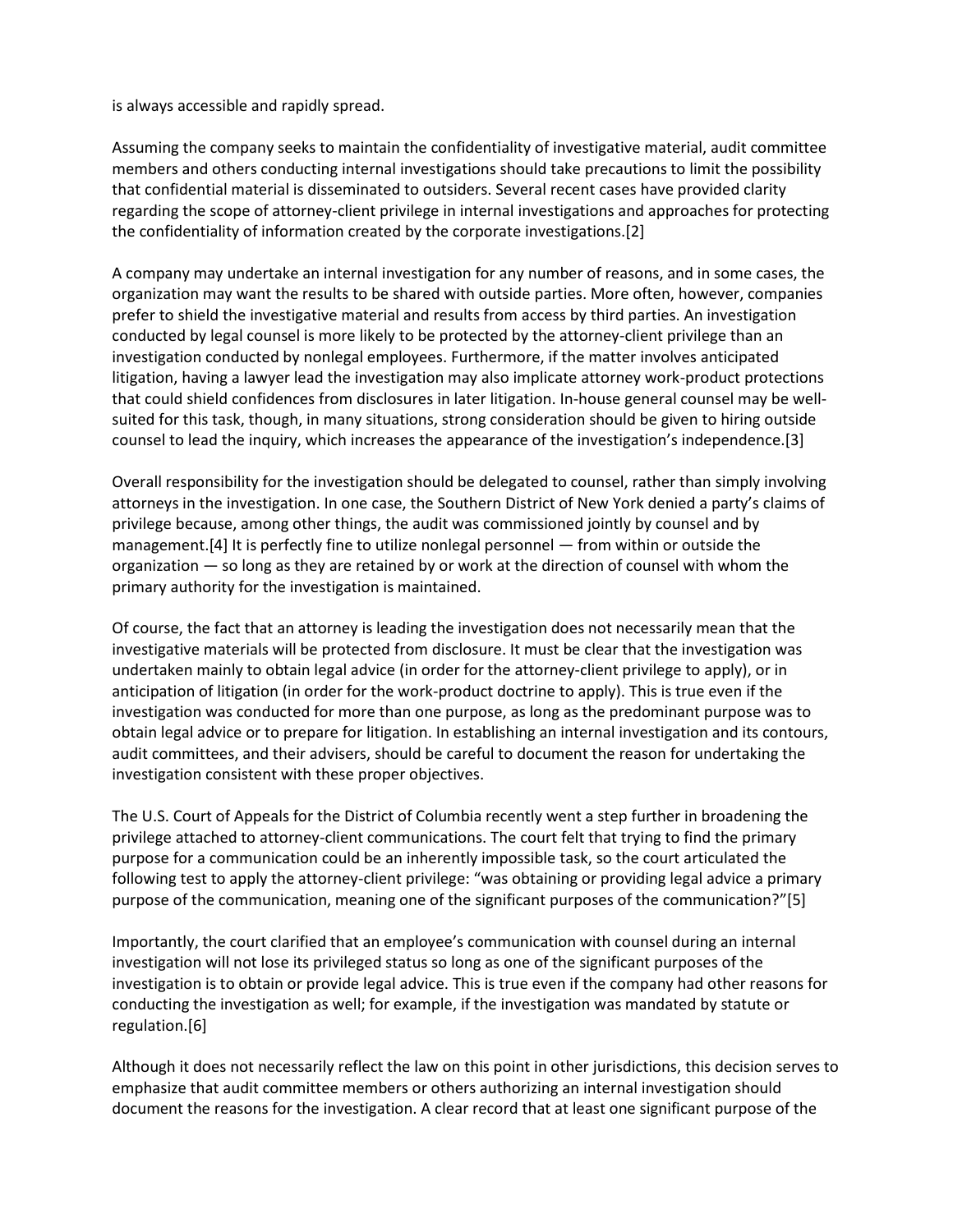is always accessible and rapidly spread.

Assuming the company seeks to maintain the confidentiality of investigative material, audit committee members and others conducting internal investigations should take precautions to limit the possibility that confidential material is disseminated to outsiders. Several recent cases have provided clarity regarding the scope of attorney-client privilege in internal investigations and approaches for protecting the confidentiality of information created by the corporate investigations.[2]

A company may undertake an internal investigation for any number of reasons, and in some cases, the organization may want the results to be shared with outside parties. More often, however, companies prefer to shield the investigative material and results from access by third parties. An investigation conducted by legal counsel is more likely to be protected by the attorney-client privilege than an investigation conducted by nonlegal employees. Furthermore, if the matter involves anticipated litigation, having a lawyer lead the investigation may also implicate attorney work-product protections that could shield confidences from disclosures in later litigation. In-house general counsel may be well-suited for this task, though, in many situations, strong consideration should be given to hiring outside counsel to lead the inquiry, which increases the appearance of the investigation's independence.[3]

Overall responsibility for the investigation should be delegated to counsel, rather than simply involving attorneys in the investigation. In one case, the Southern District of New York denied a party's claims of privilege because, among other things, the audit was commissioned jointly by counsel and by management.[4] It is perfectly fine to utilize nonlegal personnel — from within or outside the organization — so long as they are retained by or work at the direction of counsel with whom the primary authority for the investigation is maintained.

Of course, the fact that an attorney is leading the investigation does not necessarily mean that the investigative materials will be protected from disclosure. It must be clear that the investigation was undertaken mainly to obtain legal advice (in order for the attorney-client privilege to apply), or in anticipation of litigation (in order for the work-product doctrine to apply). This is true even if the investigation was conducted for more than one purpose, as long as the predominant purpose was to obtain legal advice or to prepare for litigation. In establishing an internal investigation and its contours, audit committees, and their advisers, should be careful to document the reason for undertaking the investigation consistent with these proper objectives.

The U.S. Court of Appeals for the District of Columbia recently went a step further in broadening the privilege attached to attorney-client communications. The court felt that trying to find the primary purpose for a communication could be an inherently impossible task, so the court articulated the following test to apply the attorney-client privilege: "was obtaining or providing legal advice a primary purpose of the communication, meaning one of the significant purposes of the communication?"[5]

Importantly, the court clarified that an employee's communication with counsel during an internal investigation will not lose its privileged status so long as one of the significant purposes of the investigation is to obtain or provide legal advice. This is true even if the company had other reasons for conducting the investigation as well; for example, if the investigation was mandated by statute or regulation.[6]

Although it does not necessarily reflect the law on this point in other jurisdictions, this decision serves to emphasize that audit committee members or others authorizing an internal investigation should document the reasons for the investigation. A clear record that at least one significant purpose of the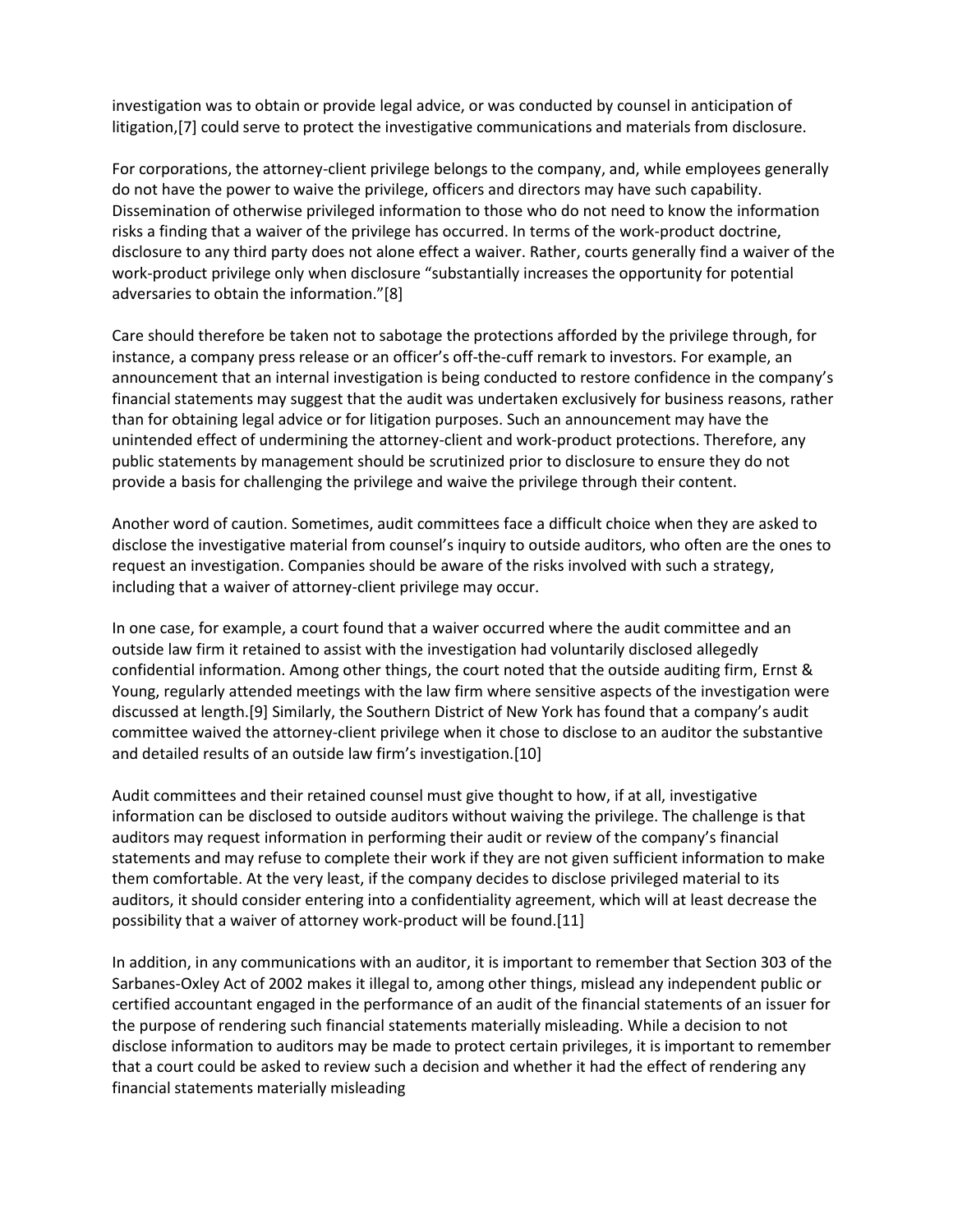investigation was to obtain or provide legal advice, or was conducted by counsel in anticipation of litigation,[7] could serve to protect the investigative communications and materials from disclosure.

For corporations, the attorney-client privilege belongs to the company, and, while employees generally do not have the power to waive the privilege, officers and directors may have such capability. Dissemination of otherwise privileged information to those who do not need to know the information risks a finding that a waiver of the privilege has occurred. In terms of the work-product doctrine, disclosure to any third party does not alone effect a waiver. Rather, courts generally find a waiver of the work-product privilege only when disclosure "substantially increases the opportunity for potential adversaries to obtain the information."[8]

Care should therefore be taken not to sabotage the protections afforded by the privilege through, for instance, a company press release or an officer's off-the-cuff remark to investors. For example, an announcement that an internal investigation is being conducted to restore confidence in the company's financial statements may suggest that the audit was undertaken exclusively for business reasons, rather than for obtaining legal advice or for litigation purposes. Such an announcement may have the unintended effect of undermining the attorney-client and work-product protections. Therefore, any public statements by management should be scrutinized prior to disclosure to ensure they do not provide a basis for challenging the privilege and waive the privilege through their content.

Another word of caution. Sometimes, audit committees face a difficult choice when they are asked to disclose the investigative material from counsel's inquiry to outside auditors, who often are the ones to request an investigation. Companies should be aware of the risks involved with such a strategy, including that a waiver of attorney-client privilege may occur.

In one case, for example, a court found that a waiver occurred where the audit committee and an outside law firm it retained to assist with the investigation had voluntarily disclosed allegedly confidential information. Among other things, the court noted that the outside auditing firm, Ernst & Young, regularly attended meetings with the law firm where sensitive aspects of the investigation were discussed at length.[9] Similarly, the Southern District of New York has found that a company's audit committee waived the attorney-client privilege when it chose to disclose to an auditor the substantive and detailed results of an outside law firm's investigation.[10]

Audit committees and their retained counsel must give thought to how, if at all, investigative information can be disclosed to outside auditors without waiving the privilege. The challenge is that auditors may request information in performing their audit or review of the company's financial statements and may refuse to complete their work if they are not given sufficient information to make them comfortable. At the very least, if the company decides to disclose privileged material to its auditors, it should consider entering into a confidentiality agreement, which will at least decrease the possibility that a waiver of attorney work-product will be found.[11]

In addition, in any communications with an auditor, it is important to remember that Section 303 of the Sarbanes-Oxley Act of 2002 makes it illegal to, among other things, mislead any independent public or certified accountant engaged in the performance of an audit of the financial statements of an issuer for the purpose of rendering such financial statements materially misleading. While a decision to not disclose information to auditors may be made to protect certain privileges, it is important to remember that a court could be asked to review such a decision and whether it had the effect of rendering any financial statements materially misleading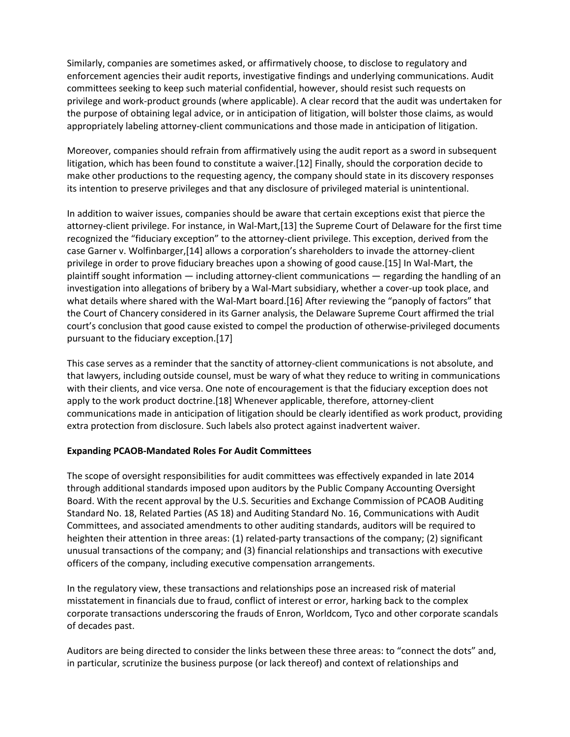Similarly, companies are sometimes asked, or affirmatively choose, to disclose to regulatory and enforcement agencies their audit reports, investigative findings and underlying communications. Audit committees seeking to keep such material confidential, however, should resist such requests on privilege and work-product grounds (where applicable). A clear record that the audit was undertaken for the purpose of obtaining legal advice, or in anticipation of litigation, will bolster those claims, as would appropriately labeling attorney-client communications and those made in anticipation of litigation.

Moreover, companies should refrain from affirmatively using the audit report as a sword in subsequent litigation, which has been found to constitute a waiver.[12] Finally, should the corporation decide to make other productions to the requesting agency, the company should state in its discovery responses its intention to preserve privileges and that any disclosure of privileged material is unintentional.

In addition to waiver issues, companies should be aware that certain exceptions exist that pierce the attorney-client privilege. For instance, in Wal-Mart,[13] the Supreme Court of Delaware for the first time recognized the "fiduciary exception" to the attorney-client privilege. This exception, derived from the case Garner v. Wolfinbarger,[14] allows a corporation's shareholders to invade the attorney-client privilege in order to prove fiduciary breaches upon a showing of good cause.[15] In Wal-Mart, the plaintiff sought information — including attorney-client communications — regarding the handling of an investigation into allegations of bribery by a Wal-Mart subsidiary, whether a cover-up took place, and what details where shared with the Wal-Mart board.[16] After reviewing the "panoply of factors" that the Court of Chancery considered in its Garner analysis, the Delaware Supreme Court affirmed the trial court's conclusion that good cause existed to compel the production of otherwise-privileged documents pursuant to the fiduciary exception.[17]

This case serves as a reminder that the sanctity of attorney-client communications is not absolute, and that lawyers, including outside counsel, must be wary of what they reduce to writing in communications with their clients, and vice versa. One note of encouragement is that the fiduciary exception does not apply to the work product doctrine.[18] Whenever applicable, therefore, attorney-client communications made in anticipation of litigation should be clearly identified as work product, providing extra protection from disclosure. Such labels also protect against inadvertent waiver.

**Expanding PCAOB-Mandated Roles For Audit Committees**

The scope of oversight responsibilities for audit committees was effectively expanded in late 2014 through additional standards imposed upon auditors by the Public Company Accounting Oversight Board. With the recent approval by the U.S. Securities and Exchange Commission of PCAOB Auditing Standard No. 18, Related Parties (AS 18) and Auditing Standard No. 16, Communications with Audit Committees, and associated amendments to other auditing standards, auditors will be required to heighten their attention in three areas: (1) related-party transactions of the company; (2) significant unusual transactions of the company; and (3) financial relationships and transactions with executive officers of the company, including executive compensation arrangements.

In the regulatory view, these transactions and relationships pose an increased risk of material misstatement in financials due to fraud, conflict of interest or error, harking back to the complex corporate transactions underscoring the frauds of Enron, Worldcom, Tyco and other corporate scandals of decades past.

Auditors are being directed to consider the links between these three areas: to "connect the dots" and, in particular, scrutinize the business purpose (or lack thereof) and context of relationships and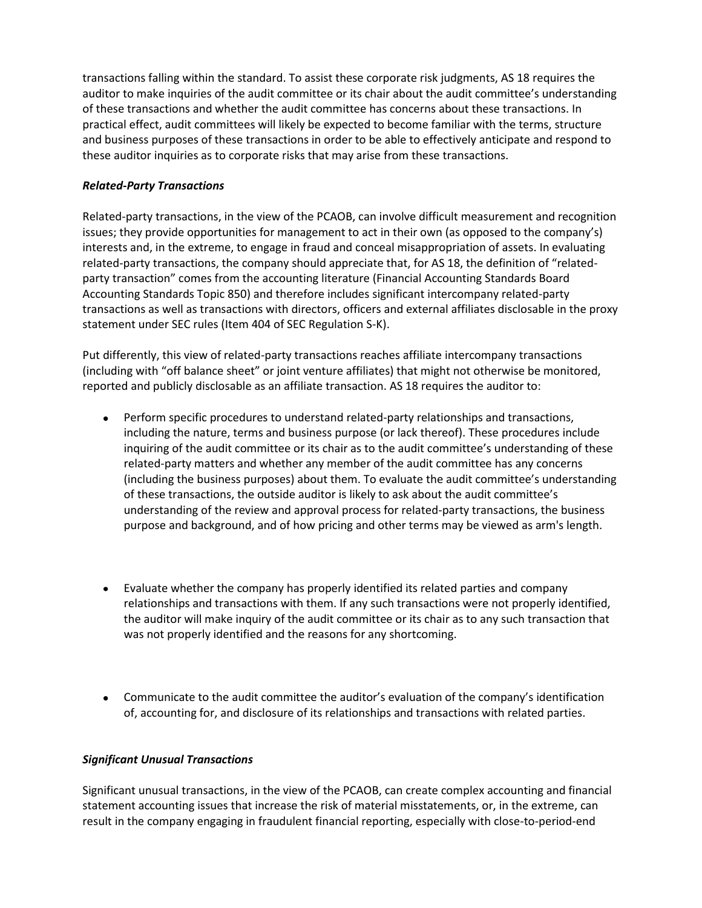transactions falling within the standard. To assist these corporate risk judgments, AS 18 requires the auditor to make inquiries of the audit committee or its chair about the audit committee's understanding of these transactions and whether the audit committee has concerns about these transactions. In practical effect, audit committees will likely be expected to become familiar with the terms, structure and business purposes of these transactions in order to be able to effectively anticipate and respond to these auditor inquiries as to corporate risks that may arise from these transactions.

### *Related-Party Transactions*

Related-party transactions, in the view of the PCAOB, can involve difficult measurement and recognition issues; they provide opportunities for management to act in their own (as opposed to the company's) interests and, in the extreme, to engage in fraud and conceal misappropriation of assets. In evaluating related-party transactions, the company should appreciate that, for AS 18, the definition of "related-party transaction" comes from the accounting literature (Financial Accounting Standards Board Accounting Standards Topic 850) and therefore includes significant intercompany related-party transactions as well as transactions with directors, officers and external affiliates disclosable in the proxy statement under SEC rules (Item 404 of SEC Regulation S-K).

Put differently, this view of related-party transactions reaches affiliate intercompany transactions (including with "off balance sheet" or joint venture affiliates) that might not otherwise be monitored, reported and publicly disclosable as an affiliate transaction. AS 18 requires the auditor to:

- Perform specific procedures to understand related-party relationships and transactions, including the nature, terms and business purpose (or lack thereof). These procedures include inquiring of the audit committee or its chair as to the audit committee's understanding of these related-party matters and whether any member of the audit committee has any concerns (including the business purposes) about them. To evaluate the audit committee's understanding of these transactions, the outside auditor is likely to ask about the audit committee's understanding of the review and approval process for related-party transactions, the business purpose and background, and of how pricing and other terms may be viewed as arm's length.

- Evaluate whether the company has properly identified its related parties and company relationships and transactions with them. If any such transactions were not properly identified, the auditor will make inquiry of the audit committee or its chair as to any such transaction that was not properly identified and the reasons for any shortcoming.

- Communicate to the audit committee the auditor's evaluation of the company's identification of, accounting for, and disclosure of its relationships and transactions with related parties.

### *Significant Unusual Transactions*

Significant unusual transactions, in the view of the PCAOB, can create complex accounting and financial statement accounting issues that increase the risk of material misstatements, or, in the extreme, can result in the company engaging in fraudulent financial reporting, especially with close-to-period-end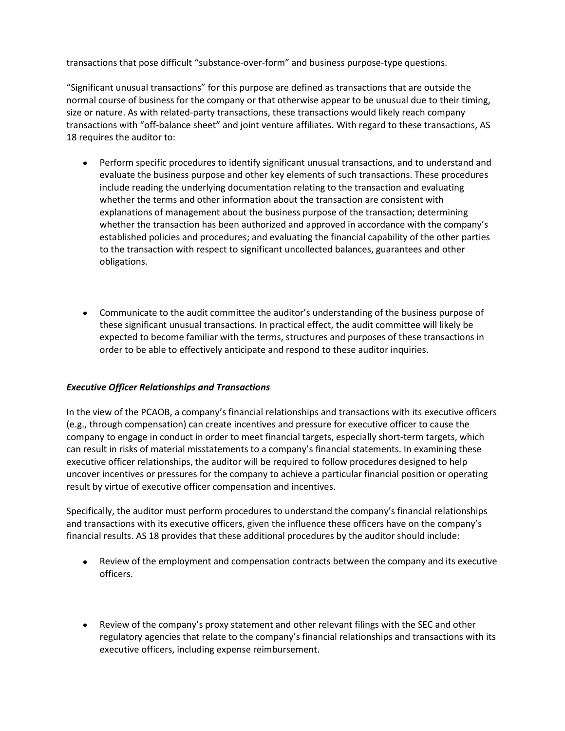transactions that pose difficult "substance-over-form" and business purpose-type questions.

"Significant unusual transactions" for this purpose are defined as transactions that are outside the normal course of business for the company or that otherwise appear to be unusual due to their timing, size or nature. As with related-party transactions, these transactions would likely reach company transactions with "off-balance sheet" and joint venture affiliates. With regard to these transactions, AS 18 requires the auditor to:

- Perform specific procedures to identify significant unusual transactions, and to understand and evaluate the business purpose and other key elements of such transactions. These procedures include reading the underlying documentation relating to the transaction and evaluating whether the terms and other information about the transaction are consistent with explanations of management about the business purpose of the transaction; determining whether the transaction has been authorized and approved in accordance with the company's established policies and procedures; and evaluating the financial capability of the other parties to the transaction with respect to significant uncollected balances, guarantees and other obligations.

- Communicate to the audit committee the auditor's understanding of the business purpose of these significant unusual transactions. In practical effect, the audit committee will likely be expected to become familiar with the terms, structures and purposes of these transactions in order to be able to effectively anticipate and respond to these auditor inquiries.

### *Executive Officer Relationships and Transactions*

In the view of the PCAOB, a company's financial relationships and transactions with its executive officers (e.g., through compensation) can create incentives and pressure for executive officer to cause the company to engage in conduct in order to meet financial targets, especially short-term targets, which can result in risks of material misstatements to a company's financial statements. In examining these executive officer relationships, the auditor will be required to follow procedures designed to help uncover incentives or pressures for the company to achieve a particular financial position or operating result by virtue of executive officer compensation and incentives.

Specifically, the auditor must perform procedures to understand the company's financial relationships and transactions with its executive officers, given the influence these officers have on the company's financial results. AS 18 provides that these additional procedures by the auditor should include:

- Review of the employment and compensation contracts between the company and its executive officers.

- Review of the company's proxy statement and other relevant filings with the SEC and other regulatory agencies that relate to the company's financial relationships and transactions with its executive officers, including expense reimbursement.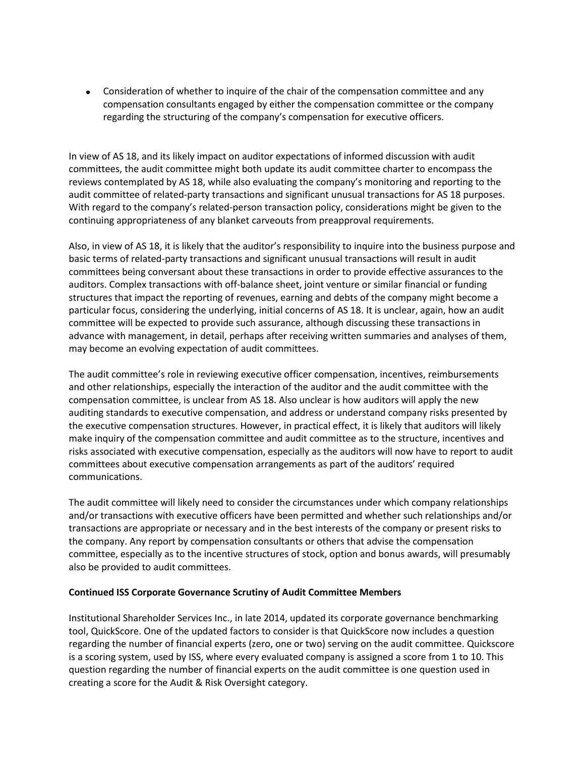- Consideration of whether to inquire of the chair of the compensation committee and any compensation consultants engaged by either the compensation committee or the company regarding the structuring of the company's compensation for executive officers.

In view of AS 18, and its likely impact on auditor expectations of informed discussion with audit committees, the audit committee might both update its audit committee charter to encompass the reviews contemplated by AS 18, while also evaluating the company's monitoring and reporting to the audit committee of related-party transactions and significant unusual transactions for AS 18 purposes. With regard to the company's related-person transaction policy, considerations might be given to the continuing appropriateness of any blanket carveouts from preapproval requirements.

Also, in view of AS 18, it is likely that the auditor's responsibility to inquire into the business purpose and basic terms of related-party transactions and significant unusual transactions will result in audit committees being conversant about these transactions in order to provide effective assurances to the auditors. Complex transactions with off-balance sheet, joint venture or similar financial or funding structures that impact the reporting of revenues, earning and debts of the company might become a particular focus, considering the underlying, initial concerns of AS 18. It is unclear, again, how an audit committee will be expected to provide such assurance, although discussing these transactions in advance with management, in detail, perhaps after receiving written summaries and analyses of them, may become an evolving expectation of audit committees.

The audit committee's role in reviewing executive officer compensation, incentives, reimbursements and other relationships, especially the interaction of the auditor and the audit committee with the compensation committee, is unclear from AS 18. Also unclear is how auditors will apply the new auditing standards to executive compensation, and address or understand company risks presented by the executive compensation structures. However, in practical effect, it is likely that auditors will likely make inquiry of the compensation committee and audit committee as to the structure, incentives and risks associated with executive compensation, especially as the auditors will now have to report to audit committees about executive compensation arrangements as part of the auditors' required communications.

The audit committee will likely need to consider the circumstances under which company relationships and/or transactions with executive officers have been permitted and whether such relationships and/or transactions are appropriate or necessary and in the best interests of the company or present risks to the company. Any report by compensation consultants or others that advise the compensation committee, especially as to the incentive structures of stock, option and bonus awards, will presumably also be provided to audit committees.

**Continued ISS Corporate Governance Scrutiny of Audit Committee Members**

Institutional Shareholder Services Inc., in late 2014, updated its corporate governance benchmarking tool, QuickScore. One of the updated factors to consider is that QuickScore now includes a question regarding the number of financial experts (zero, one or two) serving on the audit committee. Quickscore is a scoring system, used by ISS, where every evaluated company is assigned a score from 1 to 10. This question regarding the number of financial experts on the audit committee is one question used in creating a score for the Audit & Risk Oversight category.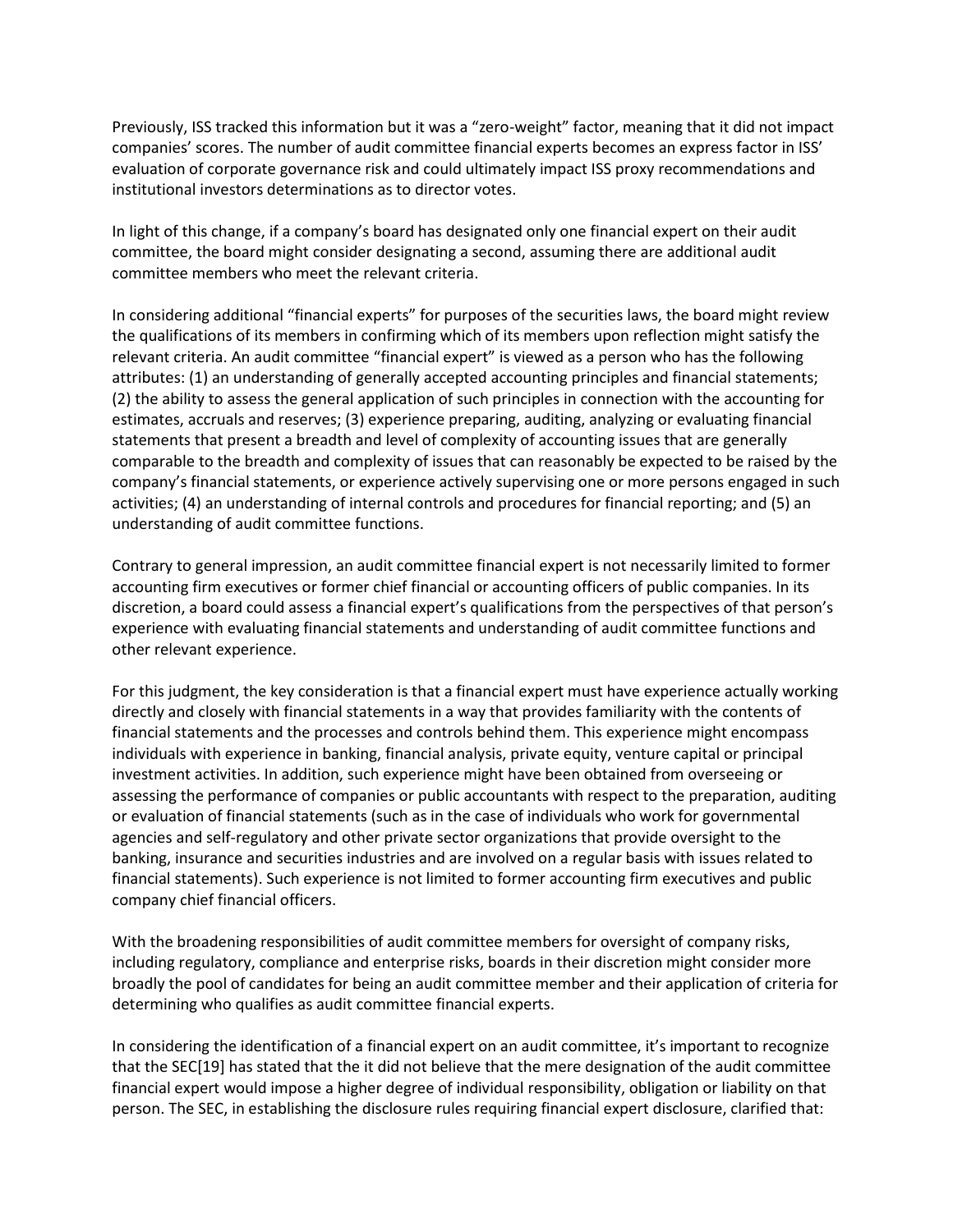Previously, ISS tracked this information but it was a "zero-weight" factor, meaning that it did not impact companies' scores. The number of audit committee financial experts becomes an express factor in ISS' evaluation of corporate governance risk and could ultimately impact ISS proxy recommendations and institutional investors determinations as to director votes.

In light of this change, if a company's board has designated only one financial expert on their audit committee, the board might consider designating a second, assuming there are additional audit committee members who meet the relevant criteria.

In considering additional "financial experts" for purposes of the securities laws, the board might review the qualifications of its members in confirming which of its members upon reflection might satisfy the relevant criteria. An audit committee "financial expert" is viewed as a person who has the following attributes: (1) an understanding of generally accepted accounting principles and financial statements; (2) the ability to assess the general application of such principles in connection with the accounting for estimates, accruals and reserves; (3) experience preparing, auditing, analyzing or evaluating financial statements that present a breadth and level of complexity of accounting issues that are generally comparable to the breadth and complexity of issues that can reasonably be expected to be raised by the company's financial statements, or experience actively supervising one or more persons engaged in such activities; (4) an understanding of internal controls and procedures for financial reporting; and (5) an understanding of audit committee functions.

Contrary to general impression, an audit committee financial expert is not necessarily limited to former accounting firm executives or former chief financial or accounting officers of public companies. In its discretion, a board could assess a financial expert's qualifications from the perspectives of that person's experience with evaluating financial statements and understanding of audit committee functions and other relevant experience.

For this judgment, the key consideration is that a financial expert must have experience actually working directly and closely with financial statements in a way that provides familiarity with the contents of financial statements and the processes and controls behind them. This experience might encompass individuals with experience in banking, financial analysis, private equity, venture capital or principal investment activities. In addition, such experience might have been obtained from overseeing or assessing the performance of companies or public accountants with respect to the preparation, auditing or evaluation of financial statements (such as in the case of individuals who work for governmental agencies and self-regulatory and other private sector organizations that provide oversight to the banking, insurance and securities industries and are involved on a regular basis with issues related to financial statements). Such experience is not limited to former accounting firm executives and public company chief financial officers.

With the broadening responsibilities of audit committee members for oversight of company risks, including regulatory, compliance and enterprise risks, boards in their discretion might consider more broadly the pool of candidates for being an audit committee member and their application of criteria for determining who qualifies as audit committee financial experts.

In considering the identification of a financial expert on an audit committee, it's important to recognize that the SEC[19] has stated that the it did not believe that the mere designation of the audit committee financial expert would impose a higher degree of individual responsibility, obligation or liability on that person. The SEC, in establishing the disclosure rules requiring financial expert disclosure, clarified that: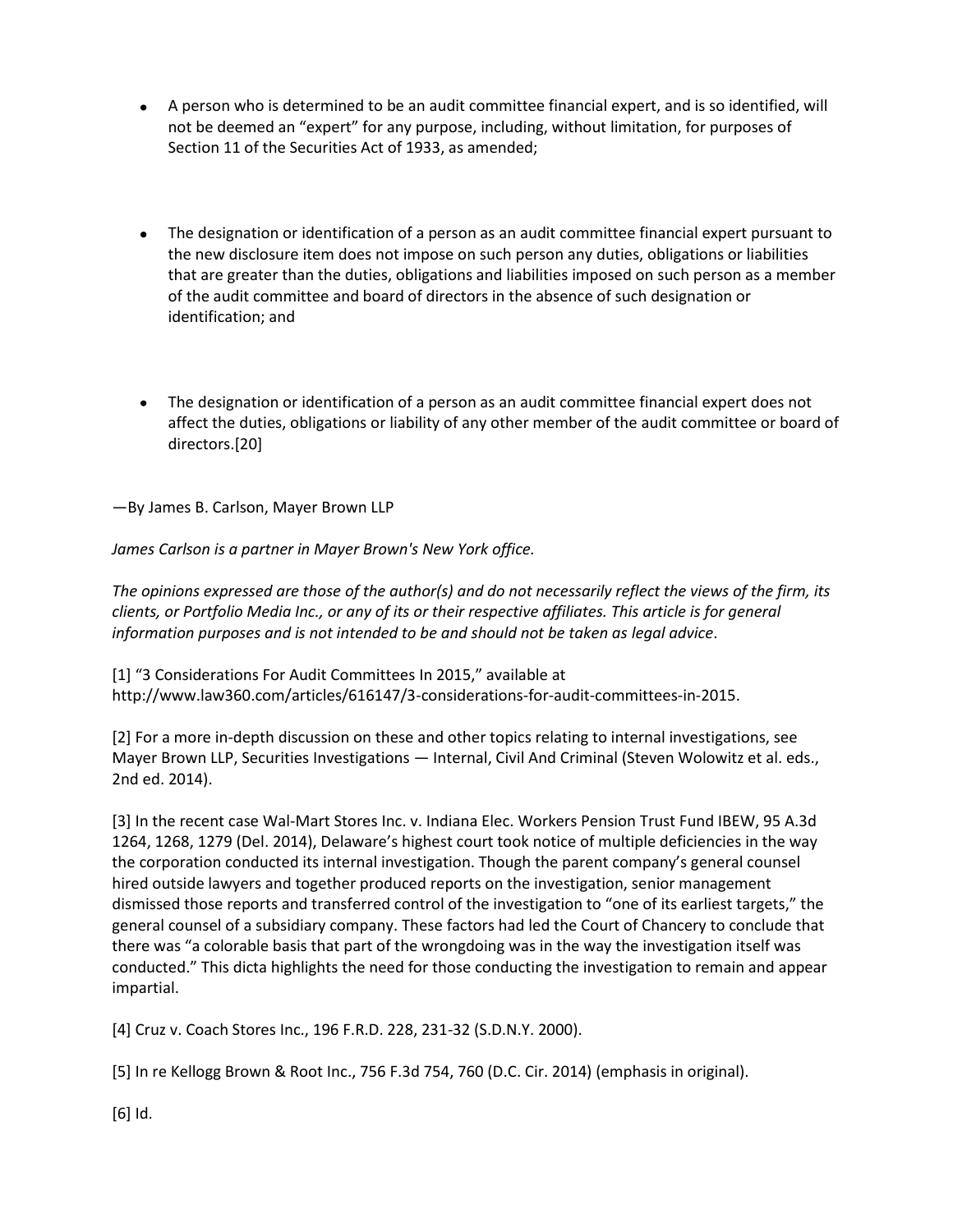- A person who is determined to be an audit committee financial expert, and is so identified, will not be deemed an "expert" for any purpose, including, without limitation, for purposes of Section 11 of the Securities Act of 1933, as amended;

- The designation or identification of a person as an audit committee financial expert pursuant to the new disclosure item does not impose on such person any duties, obligations or liabilities that are greater than the duties, obligations and liabilities imposed on such person as a member of the audit committee and board of directors in the absence of such designation or identification; and

- The designation or identification of a person as an audit committee financial expert does not affect the duties, obligations or liability of any other member of the audit committee or board of directors.[20]

—By James B. Carlson, Mayer Brown LLP

*James Carlson is a partner in Mayer Brown's New York office.*

*The opinions expressed are those of the author(s) and do not necessarily reflect the views of the firm, its clients, or Portfolio Media Inc., or any of its or their respective affiliates. This article is for general information purposes and is not intended to be and should not be taken as legal advice.*

[1] "3 Considerations For Audit Committees In 2015," available at http://www.law360.com/articles/616147/3-considerations-for-audit-committees-in-2015.

[2] For a more in-depth discussion on these and other topics relating to internal investigations, see Mayer Brown LLP, Securities Investigations — Internal, Civil And Criminal (Steven Wolowitz et al. eds., 2nd ed. 2014).

[3] In the recent case Wal-Mart Stores Inc. v. Indiana Elec. Workers Pension Trust Fund IBEW, 95 A.3d 1264, 1268, 1279 (Del. 2014), Delaware's highest court took notice of multiple deficiencies in the way the corporation conducted its internal investigation. Though the parent company's general counsel hired outside lawyers and together produced reports on the investigation, senior management dismissed those reports and transferred control of the investigation to "one of its earliest targets," the general counsel of a subsidiary company. These factors had led the Court of Chancery to conclude that there was "a colorable basis that part of the wrongdoing was in the way the investigation itself was conducted." This dicta highlights the need for those conducting the investigation to remain and appear impartial.

[4] Cruz v. Coach Stores Inc., 196 F.R.D. 228, 231-32 (S.D.N.Y. 2000).

[5] In re Kellogg Brown & Root Inc., 756 F.3d 754, 760 (D.C. Cir. 2014) (emphasis in original).

[6] Id.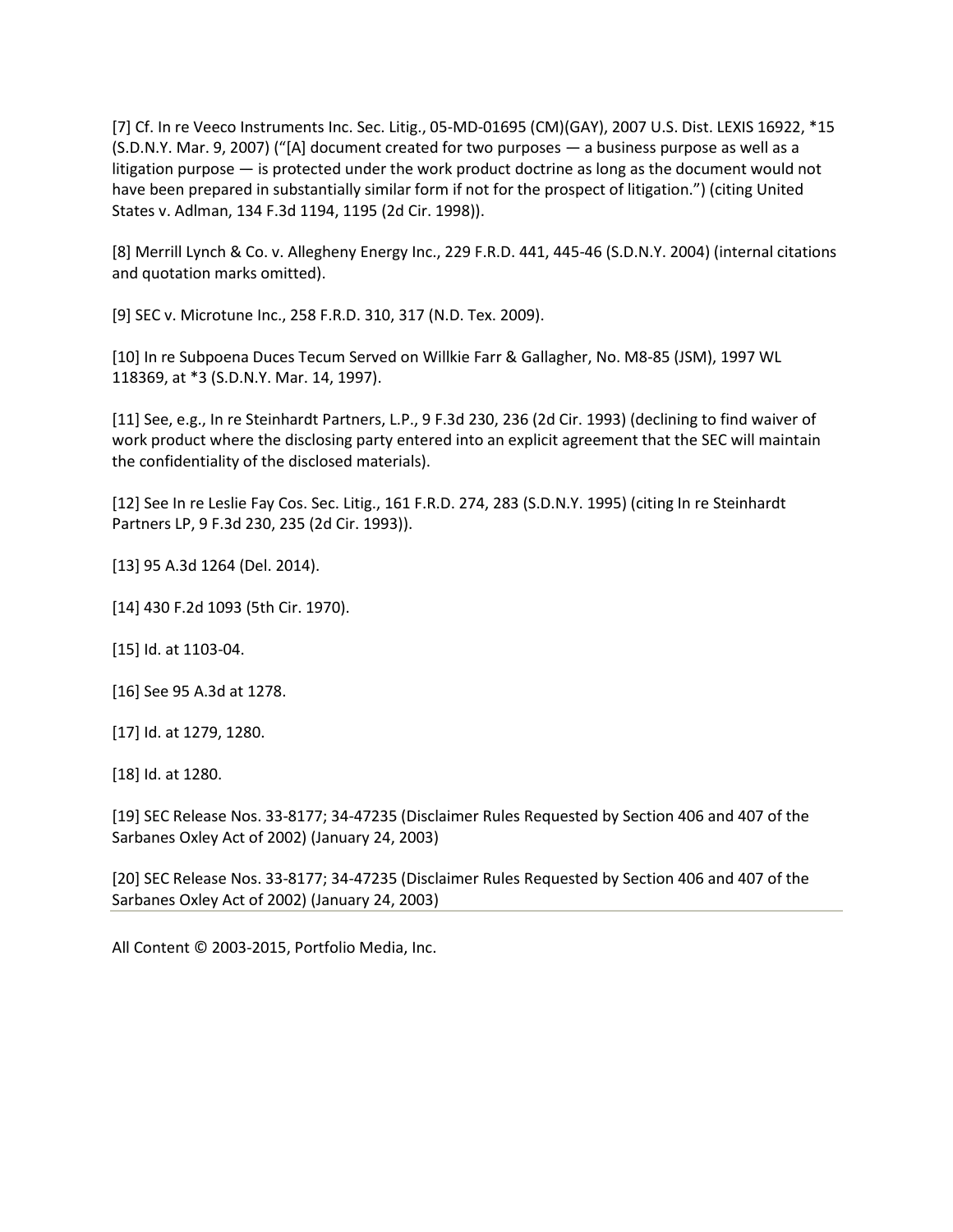[7] Cf. In re Veeco Instruments Inc. Sec. Litig., 05-MD-01695 (CM)(GAY), 2007 U.S. Dist. LEXIS 16922, *15 (S.D.N.Y. Mar. 9, 2007) ("[A] document created for two purposes — a business purpose as well as a litigation purpose — is protected under the work product doctrine as long as the document would not have been prepared in substantially similar form if not for the prospect of litigation.") (citing United States v. Adlman, 134 F.3d 1194, 1195 (2d Cir. 1998)).

[8] Merrill Lynch & Co. v. Allegheny Energy Inc., 229 F.R.D. 441, 445-46 (S.D.N.Y. 2004) (internal citations and quotation marks omitted).

[9] SEC v. Microtune Inc., 258 F.R.D. 310, 317 (N.D. Tex. 2009).

[10] In re Subpoena Duces Tecum Served on Willkie Farr & Gallagher, No. M8-85 (JSM), 1997 WL 118369, at *3 (S.D.N.Y. Mar. 14, 1997).

[11] See, e.g., In re Steinhardt Partners, L.P., 9 F.3d 230, 236 (2d Cir. 1993) (declining to find waiver of work product where the disclosing party entered into an explicit agreement that the SEC will maintain the confidentiality of the disclosed materials).

[12] See In re Leslie Fay Cos. Sec. Litig., 161 F.R.D. 274, 283 (S.D.N.Y. 1995) (citing In re Steinhardt Partners LP, 9 F.3d 230, 235 (2d Cir. 1993)).

[13] 95 A.3d 1264 (Del. 2014).

[14] 430 F.2d 1093 (5th Cir. 1970).

[15] Id. at 1103-04.

[16] See 95 A.3d at 1278.

[17] Id. at 1279, 1280.

[18] Id. at 1280.

[19] SEC Release Nos. 33-8177; 34-47235 (Disclaimer Rules Requested by Section 406 and 407 of the Sarbanes Oxley Act of 2002) (January 24, 2003)

[20] SEC Release Nos. 33-8177; 34-47235 (Disclaimer Rules Requested by Section 406 and 407 of the Sarbanes Oxley Act of 2002) (January 24, 2003)

---

All Content © 2003-2015, Portfolio Media, Inc.